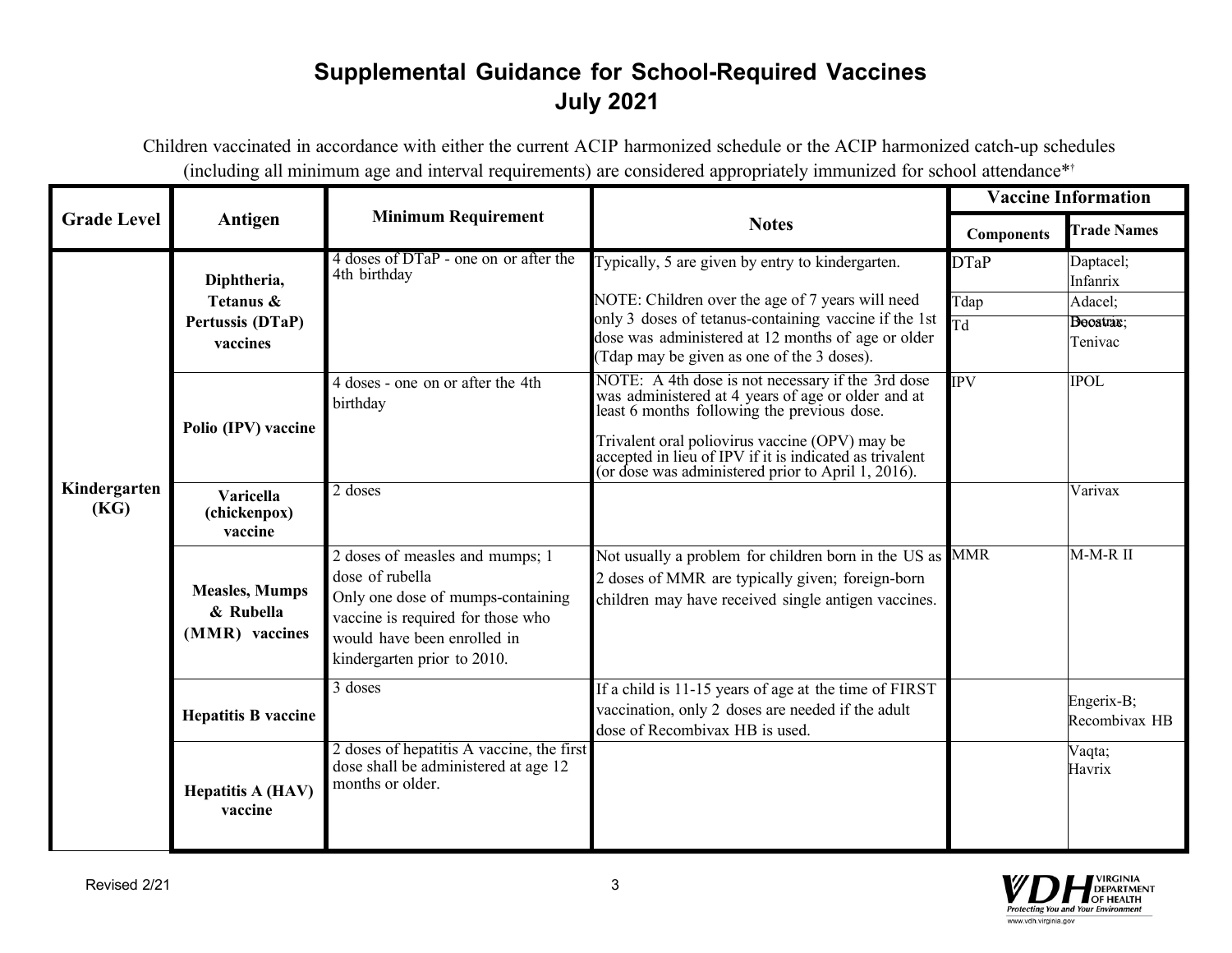# Supplemental Guidance for School-Required Vaccines
## July 2021

Children vaccinated in accordance with either the current ACIP harmonized schedule or the ACIP harmonized catch-up schedules (including all minimum age and interval requirements) are considered appropriately immunized for school attendance*†

| Grade Level | Antigen | Minimum Requirement | Notes | Vaccine Information | |
|---|---|---|---|---|---|
| | | | | Components | Trade Names |
| Kindergarten (KG) | Diphtheria, Tetanus & Pertussis (DTaP) vaccines | 4 doses of DTaP - one on or after the 4th birthday | Typically, 5 are given by entry to kindergarten. NOTE: Children over the age of 7 years will need only 3 doses of tetanus-containing vaccine if the 1st dose was administered at 12 months of age or older (Tdap may be given as one of the 3 doses). | DTaP; Tdap; Td | Daptacel; Infanrix; Adacel; Boostrix; Decavac; Tenivac |
| | Polio (IPV) vaccine | 4 doses - one on or after the 4th birthday | NOTE: A 4th dose is not necessary if the 3rd dose was administered at 4 years of age or older and at least 6 months following the previous dose. Trivalent oral poliovirus vaccine (OPV) may be accepted in lieu of IPV if it is indicated as trivalent (or dose was administered prior to April 1, 2016). | IPV | IPOL |
| | Varicella (chickenpox) vaccine | 2 doses | | | Varivax |
| | Measles, Mumps & Rubella (MMR) vaccines | 2 doses of measles and mumps; 1 dose of rubella Only one dose of mumps-containing vaccine is required for those who would have been enrolled in kindergarten prior to 2010. | Not usually a problem for children born in the US as 2 doses of MMR are typically given; foreign-born children may have received single antigen vaccines. | MMR | M-M-R II |
| | Hepatitis B vaccine | 3 doses | If a child is 11-15 years of age at the time of FIRST vaccination, only 2 doses are needed if the adult dose of Recombivax HB is used. | | Engerix-B; Recombivax HB |
| | Hepatitis A (HAV) vaccine | 2 doses of hepatitis A vaccine, the first dose shall be administered at age 12 months or older. | | | Vaqta; Havrix |

Revised 2/21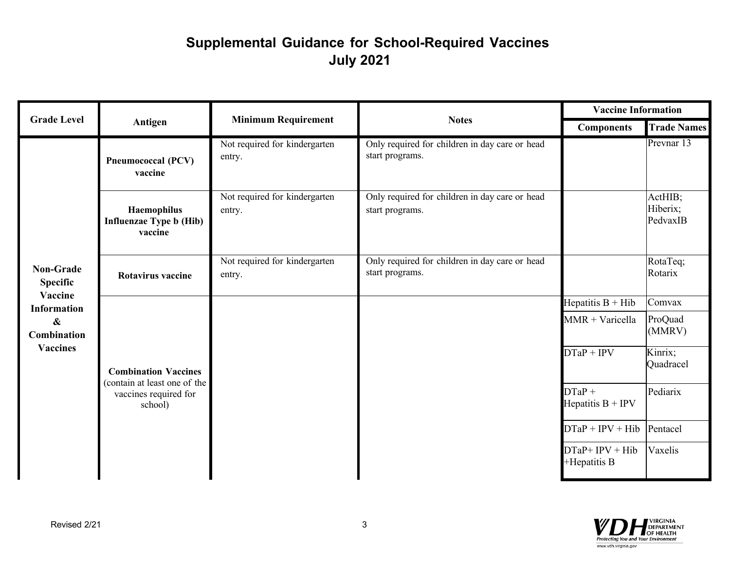# Supplemental Guidance for School-Required Vaccines
## July 2021

| Grade Level | Antigen | Minimum Requirement | Notes | Vaccine Information | |
|---|---|---|---|---|---|
| | | | | **Components** | **Trade Names** |
| **Non-Grade Specific Vaccine Information & Combination Vaccines** | **Pneumococcal (PCV) vaccine** | Not required for kindergarten entry. | Only required for children in day care or head start programs. | | Prevnar 13 |
| | **Haemophilus Influenzae Type b (Hib) vaccine** | Not required for kindergarten entry. | Only required for children in day care or head start programs. | | ActHIB; Hiberix; PedvaxIB |
| | **Rotavirus vaccine** | Not required for kindergarten entry. | Only required for children in day care or head start programs. | | RotaTeq; Rotarix |
| | **Combination Vaccines** (contain at least one of the vaccines required for school) | | | Hepatitis B + Hib | Comvax |
| | | | | MMR + Varicella | ProQuad (MMRV) |
| | | | | DTaP + IPV | Kinrix; Quadracel |
| | | | | DTaP + Hepatitis B + IPV | Pediarix |
| | | | | DTaP + IPV + Hib | Pentacel |
| | | | | DTaP+ IPV + Hib +Hepatitis B | Vaxelis |

Revised 2/21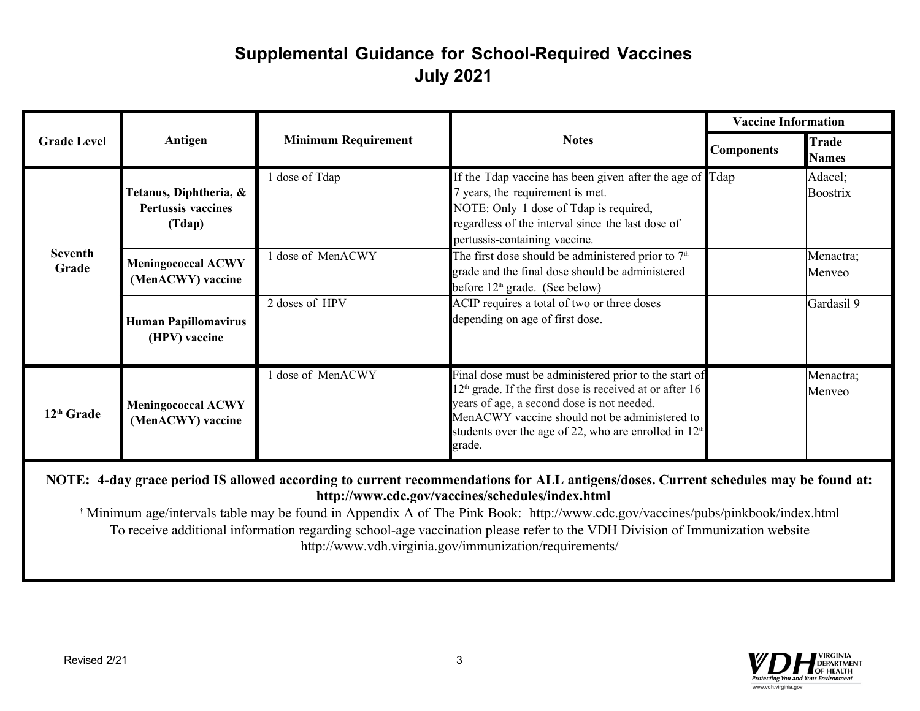# Supplemental Guidance for School-Required Vaccines
## July 2021

| Grade Level | Antigen | Minimum Requirement | Notes | Vaccine Information | |
|---|---|---|---|---|---|
| | | | | **Components** | **Trade Names** |
| **Seventh Grade** | **Tetanus, Diphtheria, & Pertussis vaccines (Tdap)** | 1 dose of Tdap | If the Tdap vaccine has been given after the age of 7 years, the requirement is met. NOTE: Only 1 dose of Tdap is required, regardless of the interval since the last dose of pertussis-containing vaccine. | Tdap | Adacel; Boostrix |
| | **Meningococcal ACWY (MenACWY) vaccine** | 1 dose of MenACWY | The first dose should be administered prior to 7th grade and the final dose should be administered before 12th grade. (See below) | | Menactra; Menveo |
| | **Human Papillomavirus (HPV) vaccine** | 2 doses of HPV | ACIP requires a total of two or three doses depending on age of first dose. | | Gardasil 9 |
| **12th Grade** | **Meningococcal ACWY (MenACWY) vaccine** | 1 dose of MenACWY | Final dose must be administered prior to the start of 12th grade. If the first dose is received at or after 16 years of age, a second dose is not needed. MenACWY vaccine should not be administered to students over the age of 22, who are enrolled in 12th grade. | | Menactra; Menveo |

**NOTE: 4-day grace period IS allowed according to current recommendations for ALL antigens/doses. Current schedules may be found at: http://www.cdc.gov/vaccines/schedules/index.html**

† Minimum age/intervals table may be found in Appendix A of The Pink Book: http://www.cdc.gov/vaccines/pubs/pinkbook/index.html

To receive additional information regarding school-age vaccination please refer to the VDH Division of Immunization website http://www.vdh.virginia.gov/immunization/requirements/

Revised 2/21